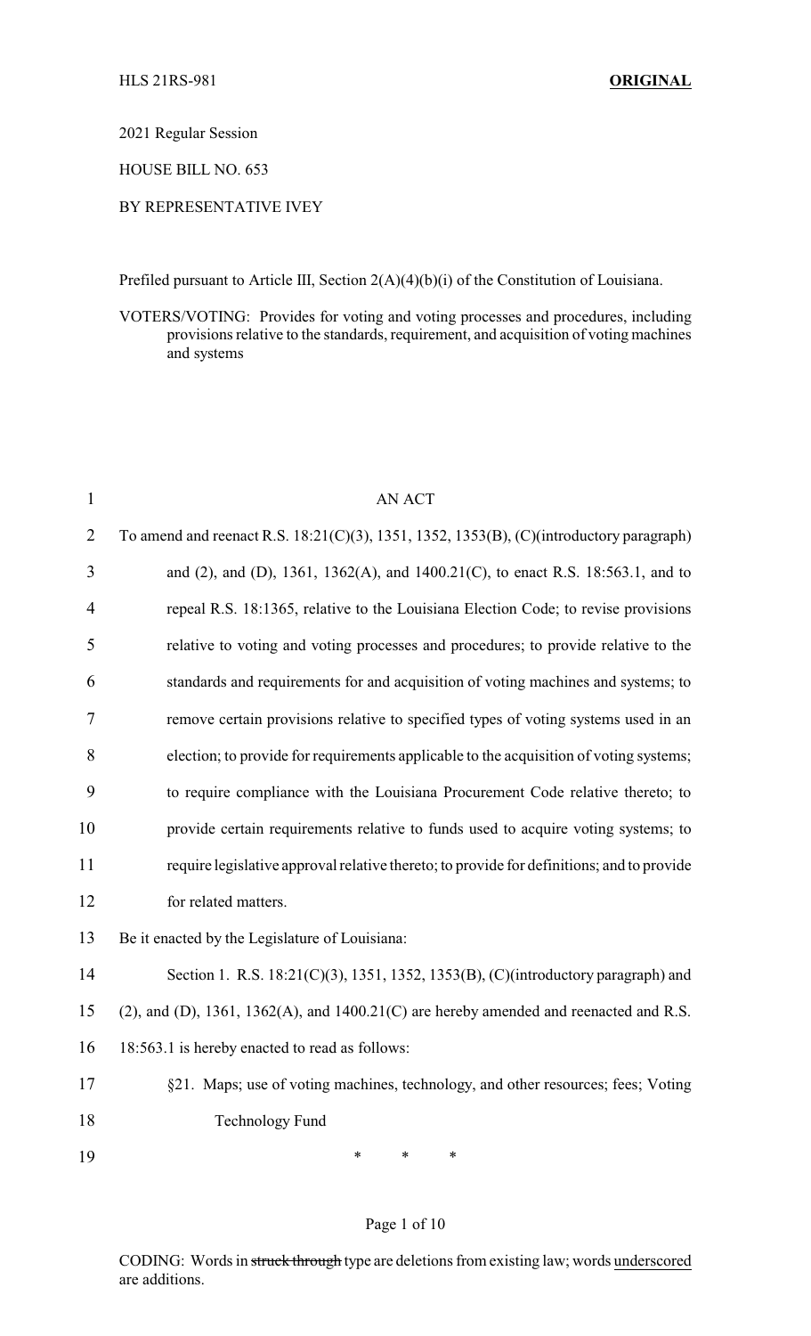HLS 21RS-981 **ORIGINAL**

2021 Regular Session

HOUSE BILL NO. 653

BY REPRESENTATIVE IVEY

Prefiled pursuant to Article III, Section 2(A)(4)(b)(i) of the Constitution of Louisiana.

VOTERS/VOTING: Provides for voting and voting processes and procedures, including provisions relative to the standards, requirement, and acquisition of voting machines and systems

AN ACT

To amend and reenact R.S. 18:21(C)(3), 1351, 1352, 1353(B), (C)(introductory paragraph) and (2), and (D), 1361, 1362(A), and 1400.21(C), to enact R.S. 18:563.1, and to repeal R.S. 18:1365, relative to the Louisiana Election Code; to revise provisions relative to voting and voting processes and procedures; to provide relative to the standards and requirements for and acquisition of voting machines and systems; to remove certain provisions relative to specified types of voting systems used in an election; to provide for requirements applicable to the acquisition of voting systems; to require compliance with the Louisiana Procurement Code relative thereto; to provide certain requirements relative to funds used to acquire voting systems; to require legislative approval relative thereto; to provide for definitions; and to provide for related matters.

Be it enacted by the Legislature of Louisiana:

Section 1. R.S. 18:21(C)(3), 1351, 1352, 1353(B), (C)(introductory paragraph) and (2), and (D), 1361, 1362(A), and 1400.21(C) are hereby amended and reenacted and R.S. 18:563.1 is hereby enacted to read as follows:

§21. Maps; use of voting machines, technology, and other resources; fees; Voting Technology Fund

\* \* \*

CODING: Words in ~~struck through~~ type are deletions from existing law; words <u>underscored</u> are additions.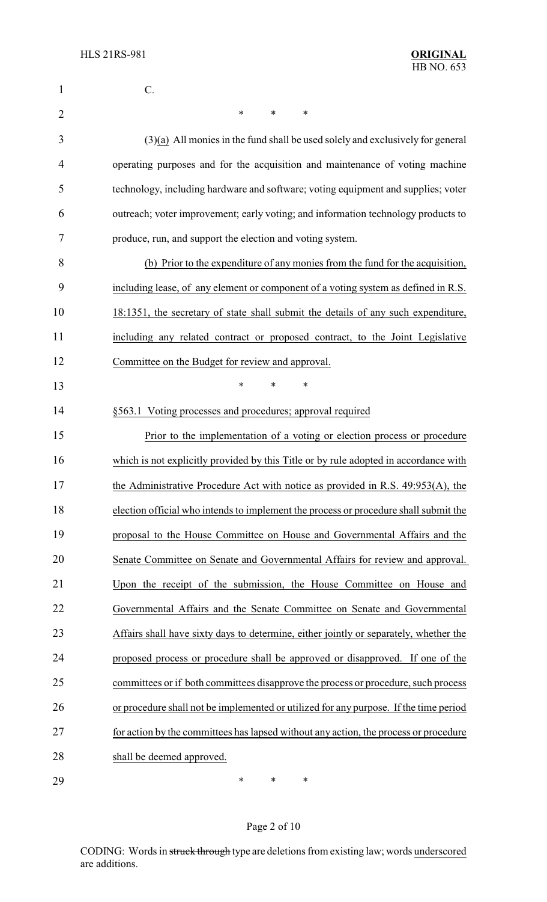C.

\* \* \*

(3)(a) All monies in the fund shall be used solely and exclusively for general operating purposes and for the acquisition and maintenance of voting machine technology, including hardware and software; voting equipment and supplies; voter outreach; voter improvement; early voting; and information technology products to produce, run, and support the election and voting system.

(b) Prior to the expenditure of any monies from the fund for the acquisition, including lease, of any element or component of a voting system as defined in R.S. 18:1351, the secretary of state shall submit the details of any such expenditure, including any related contract or proposed contract, to the Joint Legislative Committee on the Budget for review and approval.

\* \* \*

§563.1 Voting processes and procedures; approval required

Prior to the implementation of a voting or election process or procedure which is not explicitly provided by this Title or by rule adopted in accordance with the Administrative Procedure Act with notice as provided in R.S. 49:953(A), the election official who intends to implement the process or procedure shall submit the proposal to the House Committee on House and Governmental Affairs and the Senate Committee on Senate and Governmental Affairs for review and approval. Upon the receipt of the submission, the House Committee on House and Governmental Affairs and the Senate Committee on Senate and Governmental Affairs shall have sixty days to determine, either jointly or separately, whether the proposed process or procedure shall be approved or disapproved. If one of the committees or if both committees disapprove the process or procedure, such process or procedure shall not be implemented or utilized for any purpose. If the time period for action by the committees has lapsed without any action, the process or procedure shall be deemed approved.

\* \* \*

CODING: Words in ~~struck through~~ type are deletions from existing law; words underscored are additions.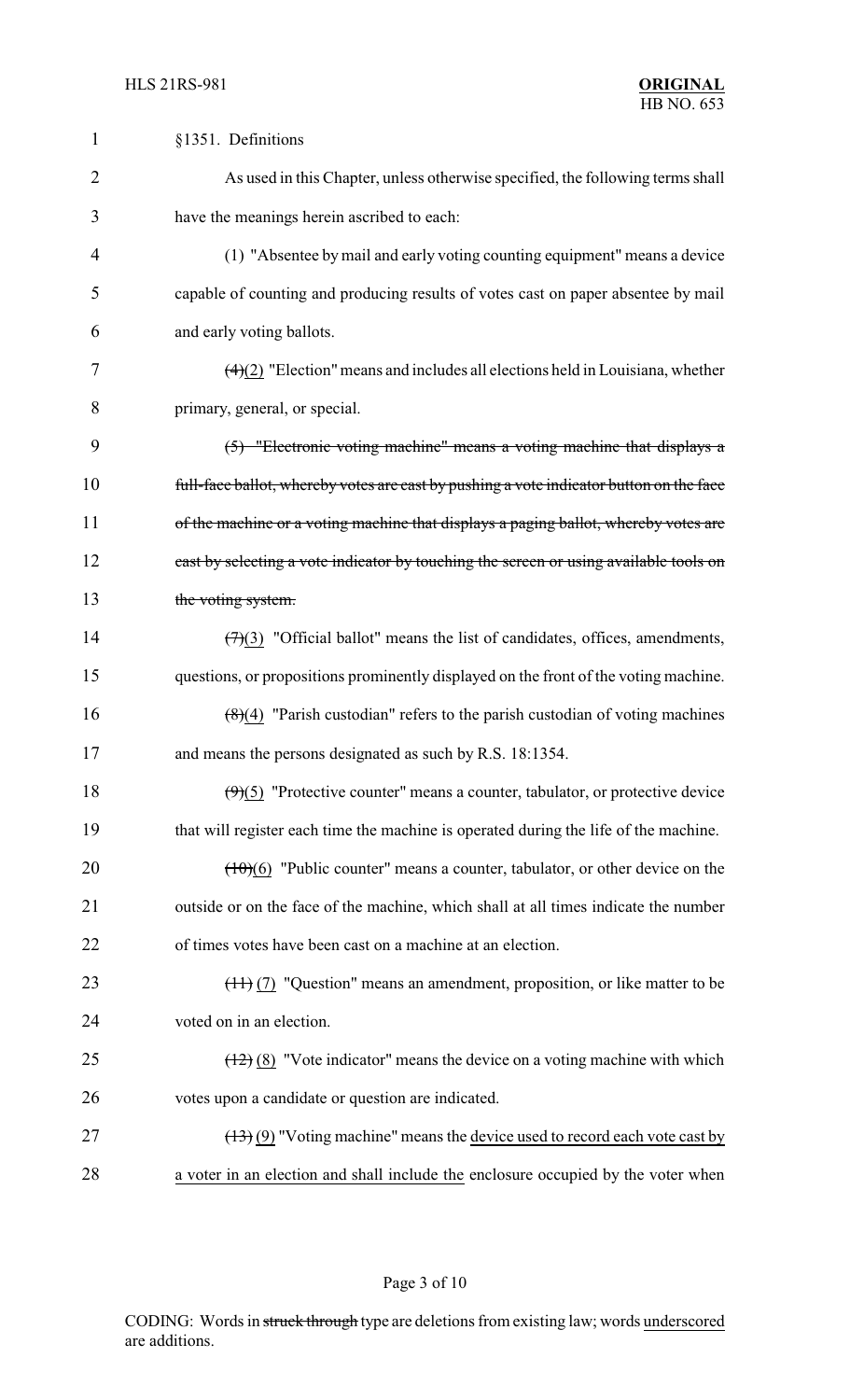§1351. Definitions

As used in this Chapter, unless otherwise specified, the following terms shall have the meanings herein ascribed to each:

(1) "Absentee by mail and early voting counting equipment" means a device capable of counting and producing results of votes cast on paper absentee by mail and early voting ballots.

~~(4)~~(2) "Election" means and includes all elections held in Louisiana, whether primary, general, or special.

~~(5) "Electronic voting machine" means a voting machine that displays a full-face ballot, whereby votes are cast by pushing a vote indicator button on the face of the machine or a voting machine that displays a paging ballot, whereby votes are cast by selecting a vote indicator by touching the screen or using available tools on the voting system.~~

~~(7)~~(3) "Official ballot" means the list of candidates, offices, amendments, questions, or propositions prominently displayed on the front of the voting machine.

~~(8)~~(4) "Parish custodian" refers to the parish custodian of voting machines and means the persons designated as such by R.S. 18:1354.

~~(9)~~(5) "Protective counter" means a counter, tabulator, or protective device that will register each time the machine is operated during the life of the machine.

~~(10)~~(6) "Public counter" means a counter, tabulator, or other device on the outside or on the face of the machine, which shall at all times indicate the number of times votes have been cast on a machine at an election.

~~(11)~~ (7) "Question" means an amendment, proposition, or like matter to be voted on in an election.

~~(12)~~ (8) "Vote indicator" means the device on a voting machine with which votes upon a candidate or question are indicated.

~~(13)~~ (9) "Voting machine" means the <u>device used to record each vote cast by a voter in an election and shall include the</u> enclosure occupied by the voter when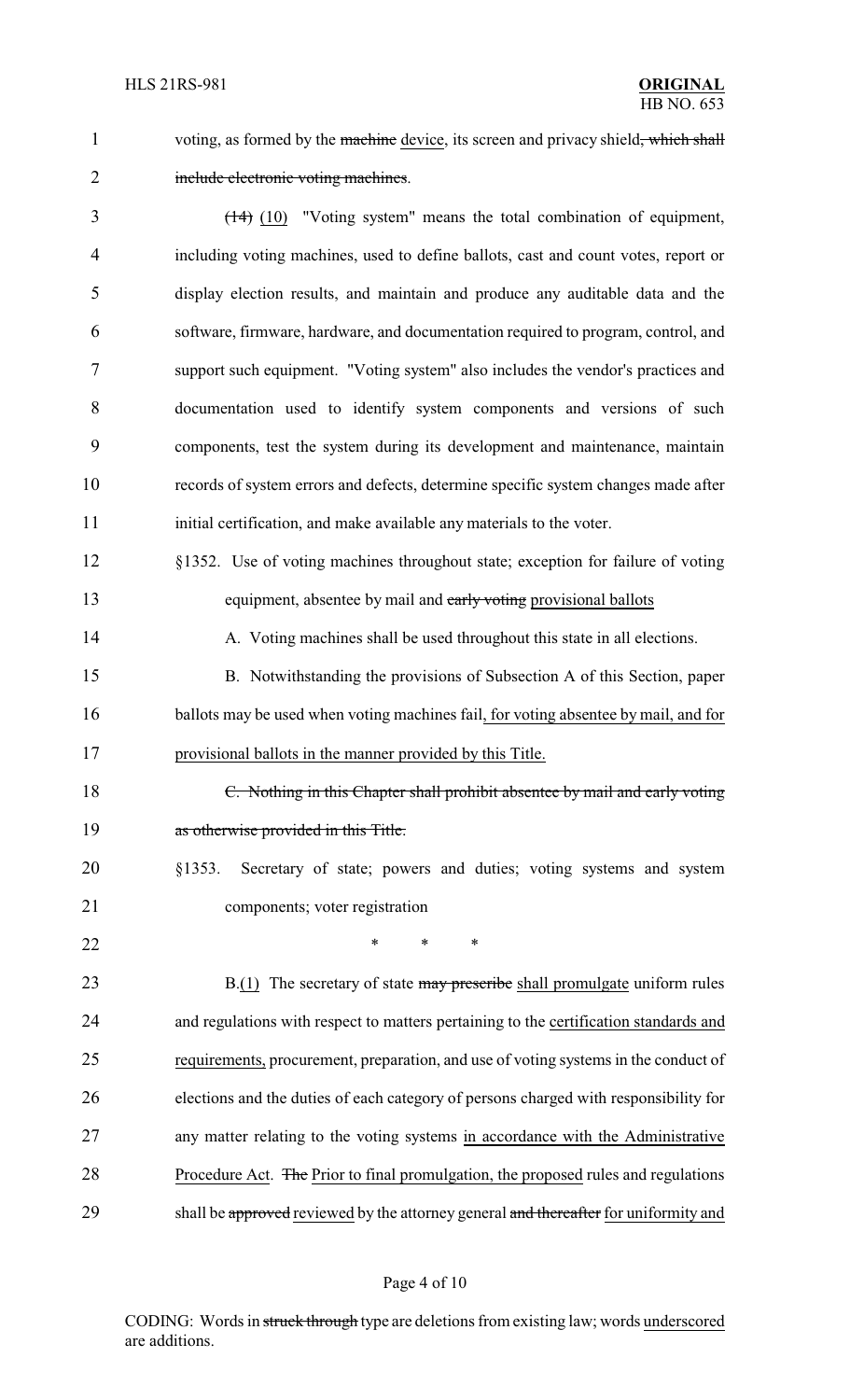voting, as formed by the ~~machine~~ device, its screen and privacy shield~~, which shall include electronic voting machines~~.

~~(14)~~ (10) "Voting system" means the total combination of equipment, including voting machines, used to define ballots, cast and count votes, report or display election results, and maintain and produce any auditable data and the software, firmware, hardware, and documentation required to program, control, and support such equipment. "Voting system" also includes the vendor's practices and documentation used to identify system components and versions of such components, test the system during its development and maintenance, maintain records of system errors and defects, determine specific system changes made after initial certification, and make available any materials to the voter.

§1352. Use of voting machines throughout state; exception for failure of voting equipment, absentee by mail and ~~early voting~~ provisional ballots

A. Voting machines shall be used throughout this state in all elections.

B. Notwithstanding the provisions of Subsection A of this Section, paper ballots may be used when voting machines fail, for voting absentee by mail, and for provisional ballots in the manner provided by this Title.

~~C. Nothing in this Chapter shall prohibit absentee by mail and early voting as otherwise provided in this Title.~~

§1353. Secretary of state; powers and duties; voting systems and system components; voter registration

\* \* \*

B.(1) The secretary of state ~~may prescribe~~ shall promulgate uniform rules and regulations with respect to matters pertaining to the certification standards and requirements, procurement, preparation, and use of voting systems in the conduct of elections and the duties of each category of persons charged with responsibility for any matter relating to the voting systems in accordance with the Administrative Procedure Act. ~~The~~ Prior to final promulgation, the proposed rules and regulations shall be ~~approved~~ reviewed by the attorney general ~~and thereafter~~ for uniformity and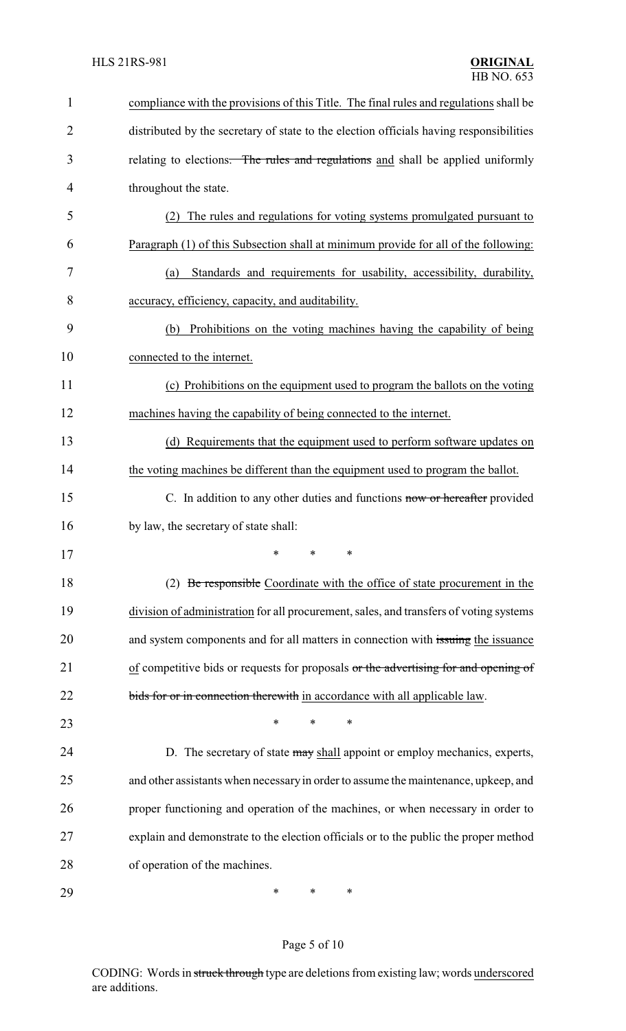compliance with the provisions of this Title. The final rules and regulations shall be distributed by the secretary of state to the election officials having responsibilities relating to elections. ~~The rules and regulations~~ and shall be applied uniformly throughout the state.

(2) The rules and regulations for voting systems promulgated pursuant to Paragraph (1) of this Subsection shall at minimum provide for all of the following:

(a) Standards and requirements for usability, accessibility, durability, accuracy, efficiency, capacity, and auditability.

(b) Prohibitions on the voting machines having the capability of being connected to the internet.

(c) Prohibitions on the equipment used to program the ballots on the voting machines having the capability of being connected to the internet.

(d) Requirements that the equipment used to perform software updates on the voting machines be different than the equipment used to program the ballot.

C. In addition to any other duties and functions ~~now or hereafter~~ provided by law, the secretary of state shall:

\* \* \*

(2) ~~Be responsible~~ Coordinate with the office of state procurement in the division of administration for all procurement, sales, and transfers of voting systems and system components and for all matters in connection with ~~issuing~~ the issuance of competitive bids or requests for proposals ~~or the advertising for and opening of bids for or in connection therewith~~ in accordance with all applicable law.

\* \* \*

D. The secretary of state ~~may~~ shall appoint or employ mechanics, experts, and other assistants when necessary in order to assume the maintenance, upkeep, and proper functioning and operation of the machines, or when necessary in order to explain and demonstrate to the election officials or to the public the proper method of operation of the machines.

\* \* \*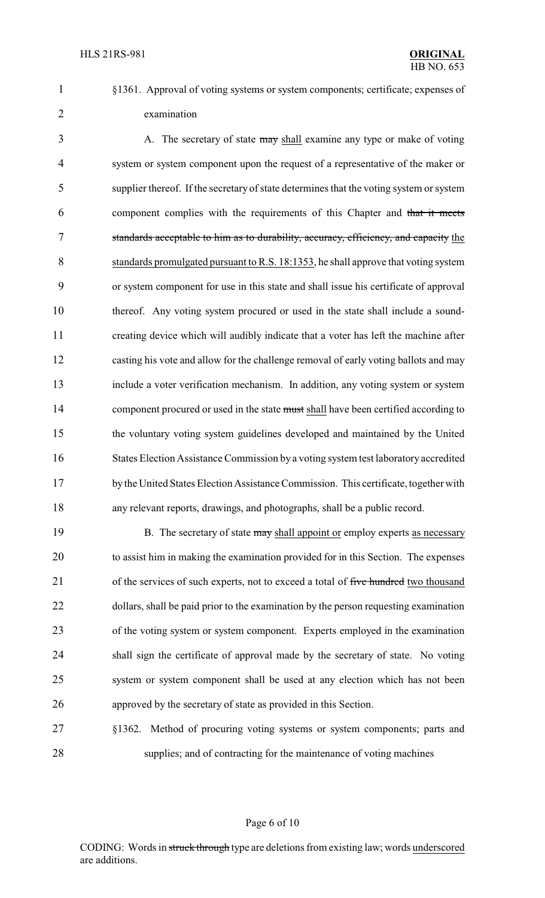§1361. Approval of voting systems or system components; certificate; expenses of examination

A. The secretary of state ~~may~~ shall examine any type or make of voting system or system component upon the request of a representative of the maker or supplier thereof. If the secretary of state determines that the voting system or system component complies with the requirements of this Chapter and ~~that it meets standards acceptable to him as to durability, accuracy, efficiency, and capacity~~ the standards promulgated pursuant to R.S. 18:1353, he shall approve that voting system or system component for use in this state and shall issue his certificate of approval thereof. Any voting system procured or used in the state shall include a sound-creating device which will audibly indicate that a voter has left the machine after casting his vote and allow for the challenge removal of early voting ballots and may include a voter verification mechanism. In addition, any voting system or system component procured or used in the state ~~must~~ shall have been certified according to the voluntary voting system guidelines developed and maintained by the United States Election Assistance Commission by a voting system test laboratory accredited by the United States Election Assistance Commission. This certificate, together with any relevant reports, drawings, and photographs, shall be a public record.

B. The secretary of state ~~may~~ shall appoint or employ experts as necessary to assist him in making the examination provided for in this Section. The expenses of the services of such experts, not to exceed a total of ~~five hundred~~ two thousand dollars, shall be paid prior to the examination by the person requesting examination of the voting system or system component. Experts employed in the examination shall sign the certificate of approval made by the secretary of state. No voting system or system component shall be used at any election which has not been approved by the secretary of state as provided in this Section.

§1362. Method of procuring voting systems or system components; parts and supplies; and of contracting for the maintenance of voting machines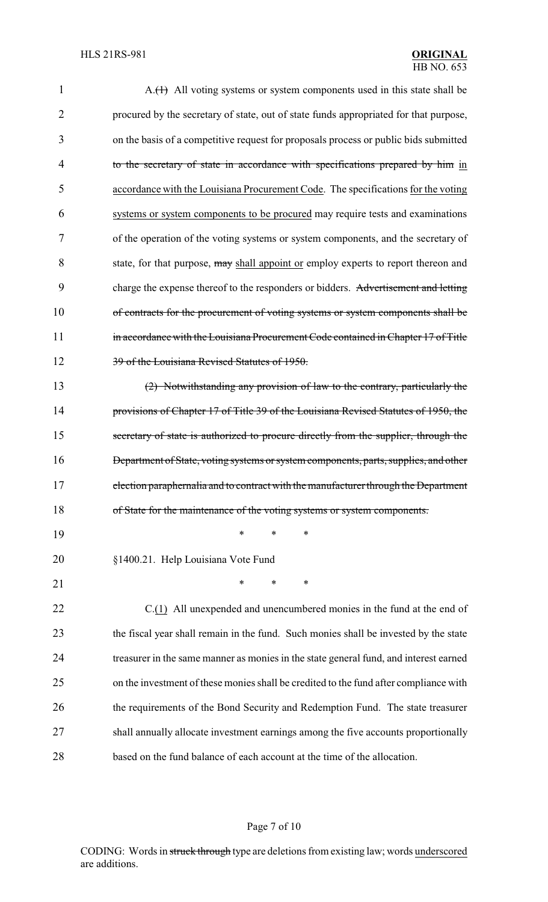A.~~(1)~~ All voting systems or system components used in this state shall be procured by the secretary of state, out of state funds appropriated for that purpose, on the basis of a competitive request for proposals process or public bids submitted ~~to the secretary of state in accordance with specifications prepared by him~~ <u>in accordance with the Louisiana Procurement Code</u>. The specifications <u>for the voting systems or system components to be procured</u> may require tests and examinations of the operation of the voting systems or system components, and the secretary of state, for that purpose, ~~may~~ <u>shall appoint or</u> employ experts to report thereon and charge the expense thereof to the responders or bidders. ~~Advertisement and letting of contracts for the procurement of voting systems or system components shall be in accordance with the Louisiana Procurement Code contained in Chapter 17 of Title 39 of the Louisiana Revised Statutes of 1950.~~

~~(2) Notwithstanding any provision of law to the contrary, particularly the provisions of Chapter 17 of Title 39 of the Louisiana Revised Statutes of 1950, the secretary of state is authorized to procure directly from the supplier, through the Department of State, voting systems or system components, parts, supplies, and other election paraphernalia and to contract with the manufacturer through the Department of State for the maintenance of the voting systems or system components.~~

\* \* \*

§1400.21. Help Louisiana Vote Fund

\* \* \*

C.<u>(1)</u> All unexpended and unencumbered monies in the fund at the end of the fiscal year shall remain in the fund. Such monies shall be invested by the state treasurer in the same manner as monies in the state general fund, and interest earned on the investment of these monies shall be credited to the fund after compliance with the requirements of the Bond Security and Redemption Fund. The state treasurer shall annually allocate investment earnings among the five accounts proportionally based on the fund balance of each account at the time of the allocation.

CODING: Words in ~~struck through~~ type are deletions from existing law; words <u>underscored</u> are additions.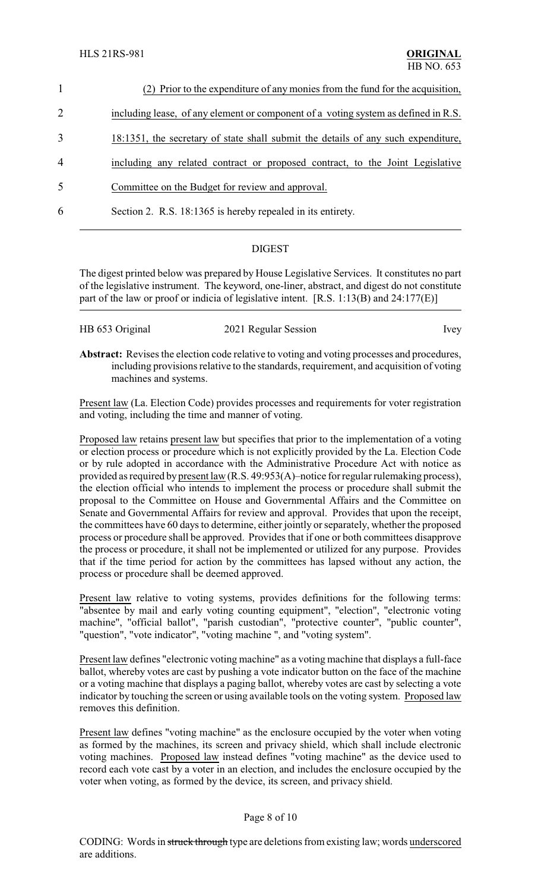(2) Prior to the expenditure of any monies from the fund for the acquisition, including lease, of any element or component of a voting system as defined in R.S. 18:1351, the secretary of state shall submit the details of any such expenditure, including any related contract or proposed contract, to the Joint Legislative Committee on the Budget for review and approval.

Section 2. R.S. 18:1365 is hereby repealed in its entirety.

## DIGEST

The digest printed below was prepared by House Legislative Services. It constitutes no part of the legislative instrument. The keyword, one-liner, abstract, and digest do not constitute part of the law or proof or indicia of legislative intent. [R.S. 1:13(B) and 24:177(E)]

HB 653 Original — 2021 Regular Session — Ivey

**Abstract:** Revises the election code relative to voting and voting processes and procedures, including provisions relative to the standards, requirement, and acquisition of voting machines and systems.

Present law (La. Election Code) provides processes and requirements for voter registration and voting, including the time and manner of voting.

Proposed law retains present law but specifies that prior to the implementation of a voting or election process or procedure which is not explicitly provided by the La. Election Code or by rule adopted in accordance with the Administrative Procedure Act with notice as provided as required by present law (R.S. 49:953(A)–notice for regular rulemaking process), the election official who intends to implement the process or procedure shall submit the proposal to the Committee on House and Governmental Affairs and the Committee on Senate and Governmental Affairs for review and approval. Provides that upon the receipt, the committees have 60 days to determine, either jointly or separately, whether the proposed process or procedure shall be approved. Provides that if one or both committees disapprove the process or procedure, it shall not be implemented or utilized for any purpose. Provides that if the time period for action by the committees has lapsed without any action, the process or procedure shall be deemed approved.

Present law relative to voting systems, provides definitions for the following terms: "absentee by mail and early voting counting equipment", "election", "electronic voting machine", "official ballot", "parish custodian", "protective counter", "public counter", "question", "vote indicator", "voting machine ", and "voting system".

Present law defines "electronic voting machine" as a voting machine that displays a full-face ballot, whereby votes are cast by pushing a vote indicator button on the face of the machine or a voting machine that displays a paging ballot, whereby votes are cast by selecting a vote indicator by touching the screen or using available tools on the voting system. Proposed law removes this definition.

Present law defines "voting machine" as the enclosure occupied by the voter when voting as formed by the machines, its screen and privacy shield, which shall include electronic voting machines. Proposed law instead defines "voting machine" as the device used to record each vote cast by a voter in an election, and includes the enclosure occupied by the voter when voting, as formed by the device, its screen, and privacy shield.

CODING: Words in ~~struck through~~ type are deletions from existing law; words underscored are additions.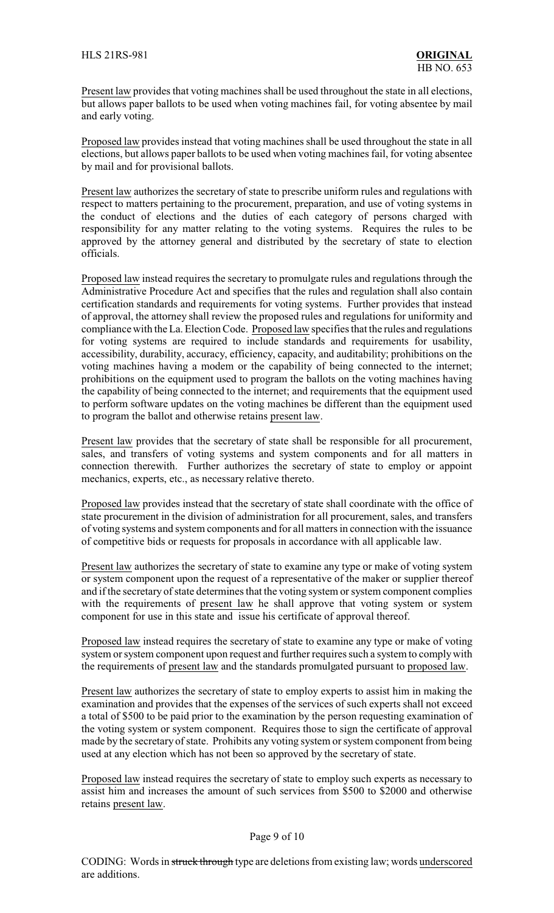Present law provides that voting machines shall be used throughout the state in all elections, but allows paper ballots to be used when voting machines fail, for voting absentee by mail and early voting.

Proposed law provides instead that voting machines shall be used throughout the state in all elections, but allows paper ballots to be used when voting machines fail, for voting absentee by mail and for provisional ballots.

Present law authorizes the secretary of state to prescribe uniform rules and regulations with respect to matters pertaining to the procurement, preparation, and use of voting systems in the conduct of elections and the duties of each category of persons charged with responsibility for any matter relating to the voting systems. Requires the rules to be approved by the attorney general and distributed by the secretary of state to election officials.

Proposed law instead requires the secretary to promulgate rules and regulations through the Administrative Procedure Act and specifies that the rules and regulation shall also contain certification standards and requirements for voting systems. Further provides that instead of approval, the attorney shall review the proposed rules and regulations for uniformity and compliance with the La. Election Code. Proposed law specifies that the rules and regulations for voting systems are required to include standards and requirements for usability, accessibility, durability, accuracy, efficiency, capacity, and auditability; prohibitions on the voting machines having a modem or the capability of being connected to the internet; prohibitions on the equipment used to program the ballots on the voting machines having the capability of being connected to the internet; and requirements that the equipment used to perform software updates on the voting machines be different than the equipment used to program the ballot and otherwise retains present law.

Present law provides that the secretary of state shall be responsible for all procurement, sales, and transfers of voting systems and system components and for all matters in connection therewith. Further authorizes the secretary of state to employ or appoint mechanics, experts, etc., as necessary relative thereto.

Proposed law provides instead that the secretary of state shall coordinate with the office of state procurement in the division of administration for all procurement, sales, and transfers of voting systems and system components and for all matters in connection with the issuance of competitive bids or requests for proposals in accordance with all applicable law.

Present law authorizes the secretary of state to examine any type or make of voting system or system component upon the request of a representative of the maker or supplier thereof and if the secretary of state determines that the voting system or system component complies with the requirements of present law he shall approve that voting system or system component for use in this state and issue his certificate of approval thereof.

Proposed law instead requires the secretary of state to examine any type or make of voting system or system component upon request and further requires such a system to comply with the requirements of present law and the standards promulgated pursuant to proposed law.

Present law authorizes the secretary of state to employ experts to assist him in making the examination and provides that the expenses of the services of such experts shall not exceed a total of $500 to be paid prior to the examination by the person requesting examination of the voting system or system component. Requires those to sign the certificate of approval made by the secretary of state. Prohibits any voting system or system component from being used at any election which has not been so approved by the secretary of state.

Proposed law instead requires the secretary of state to employ such experts as necessary to assist him and increases the amount of such services from $500 to $2000 and otherwise retains present law.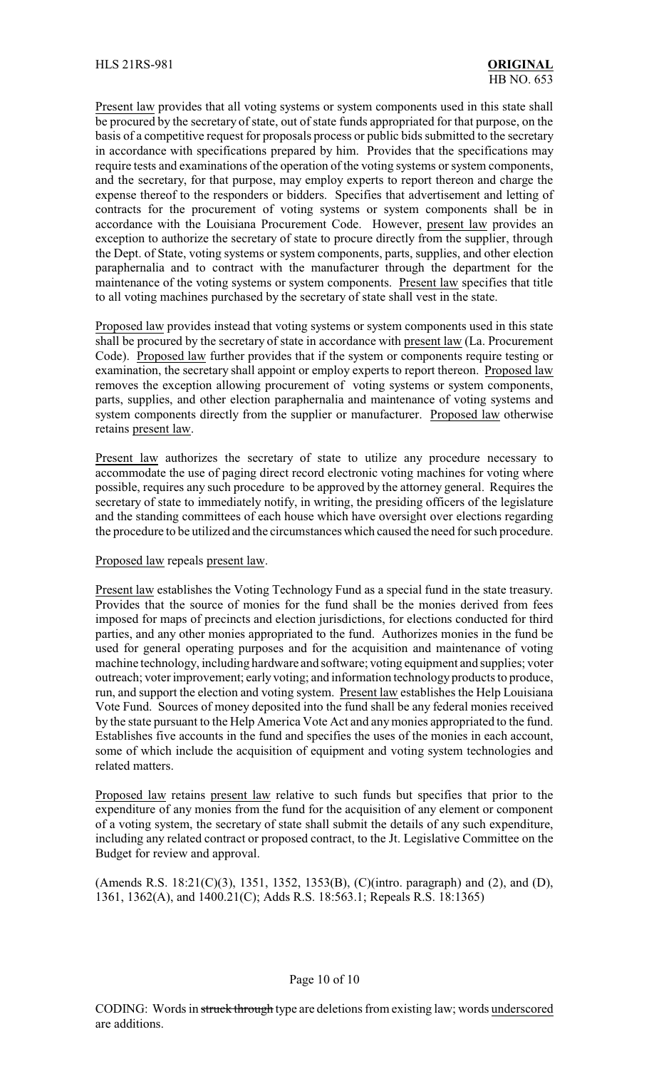Present law provides that all voting systems or system components used in this state shall be procured by the secretary of state, out of state funds appropriated for that purpose, on the basis of a competitive request for proposals process or public bids submitted to the secretary in accordance with specifications prepared by him. Provides that the specifications may require tests and examinations of the operation of the voting systems or system components, and the secretary, for that purpose, may employ experts to report thereon and charge the expense thereof to the responders or bidders. Specifies that advertisement and letting of contracts for the procurement of voting systems or system components shall be in accordance with the Louisiana Procurement Code. However, present law provides an exception to authorize the secretary of state to procure directly from the supplier, through the Dept. of State, voting systems or system components, parts, supplies, and other election paraphernalia and to contract with the manufacturer through the department for the maintenance of the voting systems or system components. Present law specifies that title to all voting machines purchased by the secretary of state shall vest in the state.

Proposed law provides instead that voting systems or system components used in this state shall be procured by the secretary of state in accordance with present law (La. Procurement Code). Proposed law further provides that if the system or components require testing or examination, the secretary shall appoint or employ experts to report thereon. Proposed law removes the exception allowing procurement of voting systems or system components, parts, supplies, and other election paraphernalia and maintenance of voting systems and system components directly from the supplier or manufacturer. Proposed law otherwise retains present law.

Present law authorizes the secretary of state to utilize any procedure necessary to accommodate the use of paging direct record electronic voting machines for voting where possible, requires any such procedure to be approved by the attorney general. Requires the secretary of state to immediately notify, in writing, the presiding officers of the legislature and the standing committees of each house which have oversight over elections regarding the procedure to be utilized and the circumstances which caused the need for such procedure.

Proposed law repeals present law.

Present law establishes the Voting Technology Fund as a special fund in the state treasury. Provides that the source of monies for the fund shall be the monies derived from fees imposed for maps of precincts and election jurisdictions, for elections conducted for third parties, and any other monies appropriated to the fund. Authorizes monies in the fund be used for general operating purposes and for the acquisition and maintenance of voting machine technology, including hardware and software; voting equipment and supplies; voter outreach; voter improvement; early voting; and information technology products to produce, run, and support the election and voting system. Present law establishes the Help Louisiana Vote Fund. Sources of money deposited into the fund shall be any federal monies received by the state pursuant to the Help America Vote Act and any monies appropriated to the fund. Establishes five accounts in the fund and specifies the uses of the monies in each account, some of which include the acquisition of equipment and voting system technologies and related matters.

Proposed law retains present law relative to such funds but specifies that prior to the expenditure of any monies from the fund for the acquisition of any element or component of a voting system, the secretary of state shall submit the details of any such expenditure, including any related contract or proposed contract, to the Jt. Legislative Committee on the Budget for review and approval.

(Amends R.S. 18:21(C)(3), 1351, 1352, 1353(B), (C)(intro. paragraph) and (2), and (D), 1361, 1362(A), and 1400.21(C); Adds R.S. 18:563.1; Repeals R.S. 18:1365)